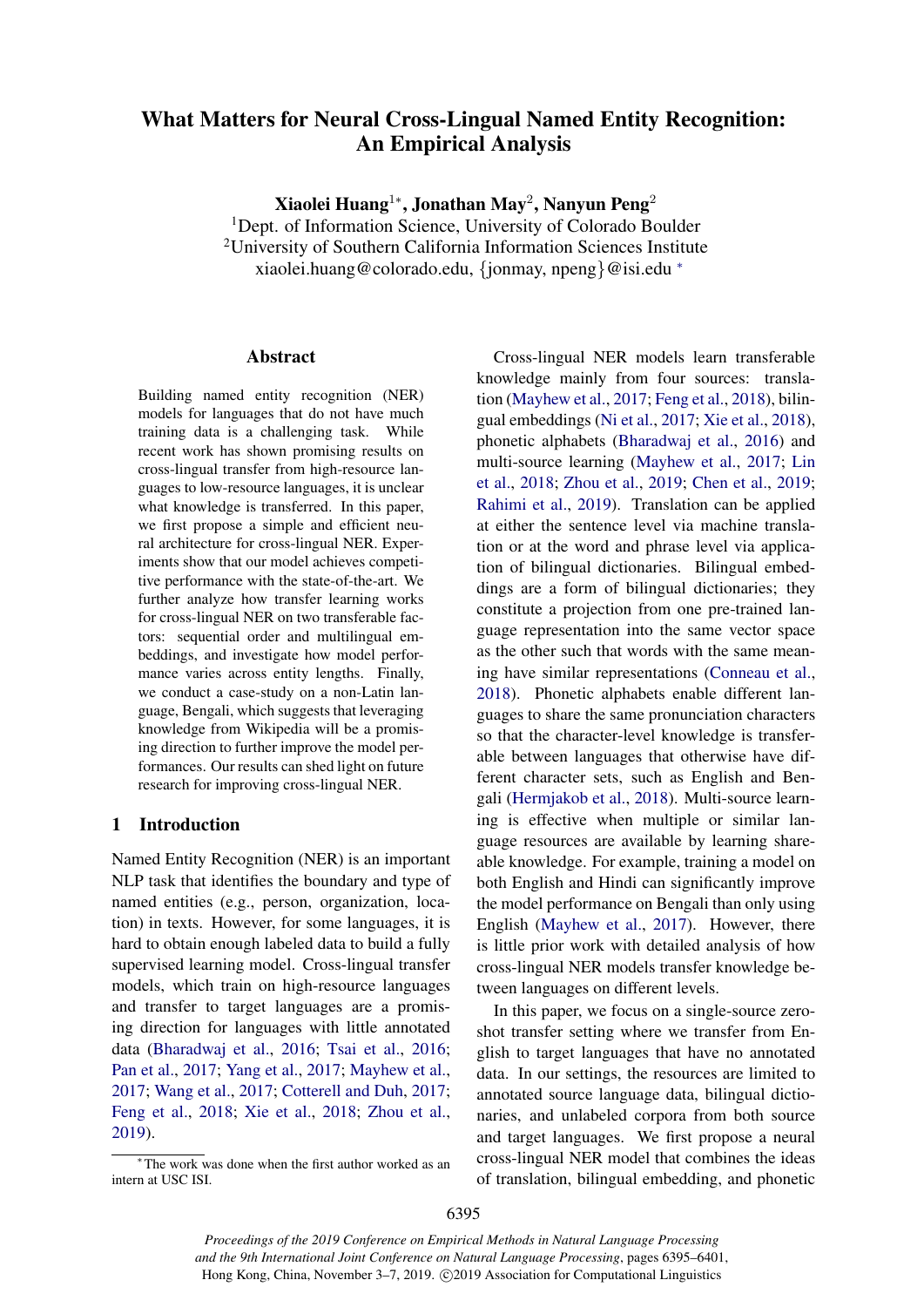# What Matters for Neural Cross-Lingual Named Entity Recognition: An Empirical Analysis

**Xiaolei Huang**[1*], **Jonathan May**[2], **Nanyun Peng**[2]

[1]Dept. of Information Science, University of Colorado Boulder

[2]University of Southern California Information Sciences Institute

xiaolei.huang@colorado.edu, {jonmay, npeng}@isi.edu [*]

## Abstract

Building named entity recognition (NER) models for languages that do not have much training data is a challenging task. While recent work has shown promising results on cross-lingual transfer from high-resource languages to low-resource languages, it is unclear what knowledge is transferred. In this paper, we first propose a simple and efficient neural architecture for cross-lingual NER. Experiments show that our model achieves competitive performance with the state-of-the-art. We further analyze how transfer learning works for cross-lingual NER on two transferable factors: sequential order and multilingual embeddings, and investigate how model performance varies across entity lengths. Finally, we conduct a case-study on a non-Latin language, Bengali, which suggests that leveraging knowledge from Wikipedia will be a promising direction to further improve the model performances. Our results can shed light on future research for improving cross-lingual NER.

## 1 Introduction

Named Entity Recognition (NER) is an important NLP task that identifies the boundary and type of named entities (e.g., person, organization, location) in texts. However, for some languages, it is hard to obtain enough labeled data to build a fully supervised learning model. Cross-lingual transfer models, which train on high-resource languages and transfer to target languages are a promising direction for languages with little annotated data (Bharadwaj et al., 2016; Tsai et al., 2016; Pan et al., 2017; Yang et al., 2017; Mayhew et al., 2017; Wang et al., 2017; Cotterell and Duh, 2017; Feng et al., 2018; Xie et al., 2018; Zhou et al., 2019).

Cross-lingual NER models learn transferable knowledge mainly from four sources: translation (Mayhew et al., 2017; Feng et al., 2018), bilingual embeddings (Ni et al., 2017; Xie et al., 2018), phonetic alphabets (Bharadwaj et al., 2016) and multi-source learning (Mayhew et al., 2017; Lin et al., 2018; Zhou et al., 2019; Chen et al., 2019; Rahimi et al., 2019). Translation can be applied at either the sentence level via machine translation or at the word and phrase level via application of bilingual dictionaries. Bilingual embeddings are a form of bilingual dictionaries; they constitute a projection from one pre-trained language representation into the same vector space as the other such that words with the same meaning have similar representations (Conneau et al., 2018). Phonetic alphabets enable different languages to share the same pronunciation characters so that the character-level knowledge is transferable between languages that otherwise have different character sets, such as English and Bengali (Hermjakob et al., 2018). Multi-source learning is effective when multiple or similar language resources are available by learning shareable knowledge. For example, training a model on both English and Hindi can significantly improve the model performance on Bengali than only using English (Mayhew et al., 2017). However, there is little prior work with detailed analysis of how cross-lingual NER models transfer knowledge between languages on different levels.

In this paper, we focus on a single-source zero-shot transfer setting where we transfer from English to target languages that have no annotated data. In our settings, the resources are limited to annotated source language data, bilingual dictionaries, and unlabeled corpora from both source and target languages. We first propose a neural cross-lingual NER model that combines the ideas of translation, bilingual embedding, and phonetic

[*]The work was done when the first author worked as an intern at USC ISI.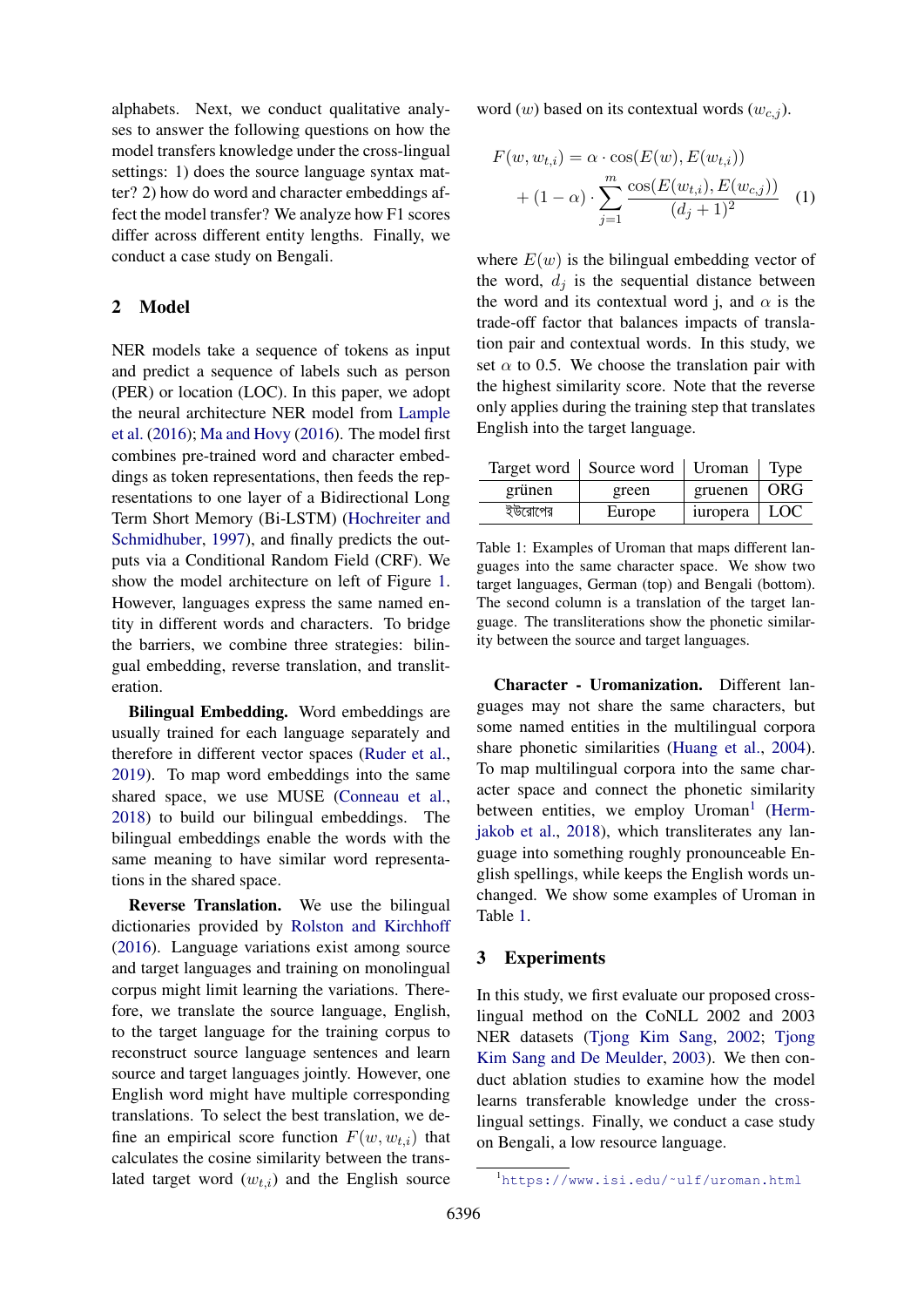alphabets. Next, we conduct qualitative analyses to answer the following questions on how the model transfers knowledge under the cross-lingual settings: 1) does the source language syntax matter? 2) how do word and character embeddings affect the model transfer? We analyze how F1 scores differ across different entity lengths. Finally, we conduct a case study on Bengali.

## 2 Model

NER models take a sequence of tokens as input and predict a sequence of labels such as person (PER) or location (LOC). In this paper, we adopt the neural architecture NER model from Lample et al. (2016); Ma and Hovy (2016). The model first combines pre-trained word and character embeddings as token representations, then feeds the representations to one layer of a Bidirectional Long Term Short Memory (Bi-LSTM) (Hochreiter and Schmidhuber, 1997), and finally predicts the outputs via a Conditional Random Field (CRF). We show the model architecture on left of Figure 1. However, languages express the same named entity in different words and characters. To bridge the barriers, we combine three strategies: bilingual embedding, reverse translation, and transliteration.

**Bilingual Embedding.** Word embeddings are usually trained for each language separately and therefore in different vector spaces (Ruder et al., 2019). To map word embeddings into the same shared space, we use MUSE (Conneau et al., 2018) to build our bilingual embeddings. The bilingual embeddings enable the words with the same meaning to have similar word representations in the shared space.

**Reverse Translation.** We use the bilingual dictionaries provided by Rolston and Kirchhoff (2016). Language variations exist among source and target languages and training on monolingual corpus might limit learning the variations. Therefore, we translate the source language, English, to the target language for the training corpus to reconstruct source language sentences and learn source and target languages jointly. However, one English word might have multiple corresponding translations. To select the best translation, we define an empirical score function $F(w, w_{t,i})$ that calculates the cosine similarity between the translated target word ($w_{t,i}$) and the English source word ($w$) based on its contextual words ($w_{c,j}$).

$$F(w, w_{t,i}) = \alpha \cdot \cos(E(w), E(w_{t,i})) + (1 - \alpha) \cdot \sum_{j=1}^{m} \frac{\cos(E(w_{t,i}), E(w_{c,j}))}{(d_j + 1)^2} \quad (1)$$

where $E(w)$ is the bilingual embedding vector of the word, $d_j$ is the sequential distance between the word and its contextual word j, and $\alpha$ is the trade-off factor that balances impacts of translation pair and contextual words. In this study, we set $\alpha$ to 0.5. We choose the translation pair with the highest similarity score. Note that the reverse only applies during the training step that translates English into the target language.

| Target word | Source word | Uroman | Type |
|---|---|---|---|
| grünen | green | gruenen | ORG |
| ইউরোপের | Europe | iuropera | LOC |

Table 1: Examples of Uroman that maps different languages into the same character space. We show two target languages, German (top) and Bengali (bottom). The second column is a translation of the target language. The transliterations show the phonetic similarity between the source and target languages.

**Character - Uromanization.** Different languages may not share the same characters, but some named entities in the multilingual corpora share phonetic similarities (Huang et al., 2004). To map multilingual corpora into the same character space and connect the phonetic similarity between entities, we employ Uroman[1] (Hermjakob et al., 2018), which transliterates any language into something roughly pronounceable English spellings, while keeps the English words unchanged. We show some examples of Uroman in Table 1.

## 3 Experiments

In this study, we first evaluate our proposed cross-lingual method on the CoNLL 2002 and 2003 NER datasets (Tjong Kim Sang, 2002; Tjong Kim Sang and De Meulder, 2003). We then conduct ablation studies to examine how the model learns transferable knowledge under the cross-lingual settings. Finally, we conduct a case study on Bengali, a low resource language.

[1] https://www.isi.edu/~ulf/uroman.html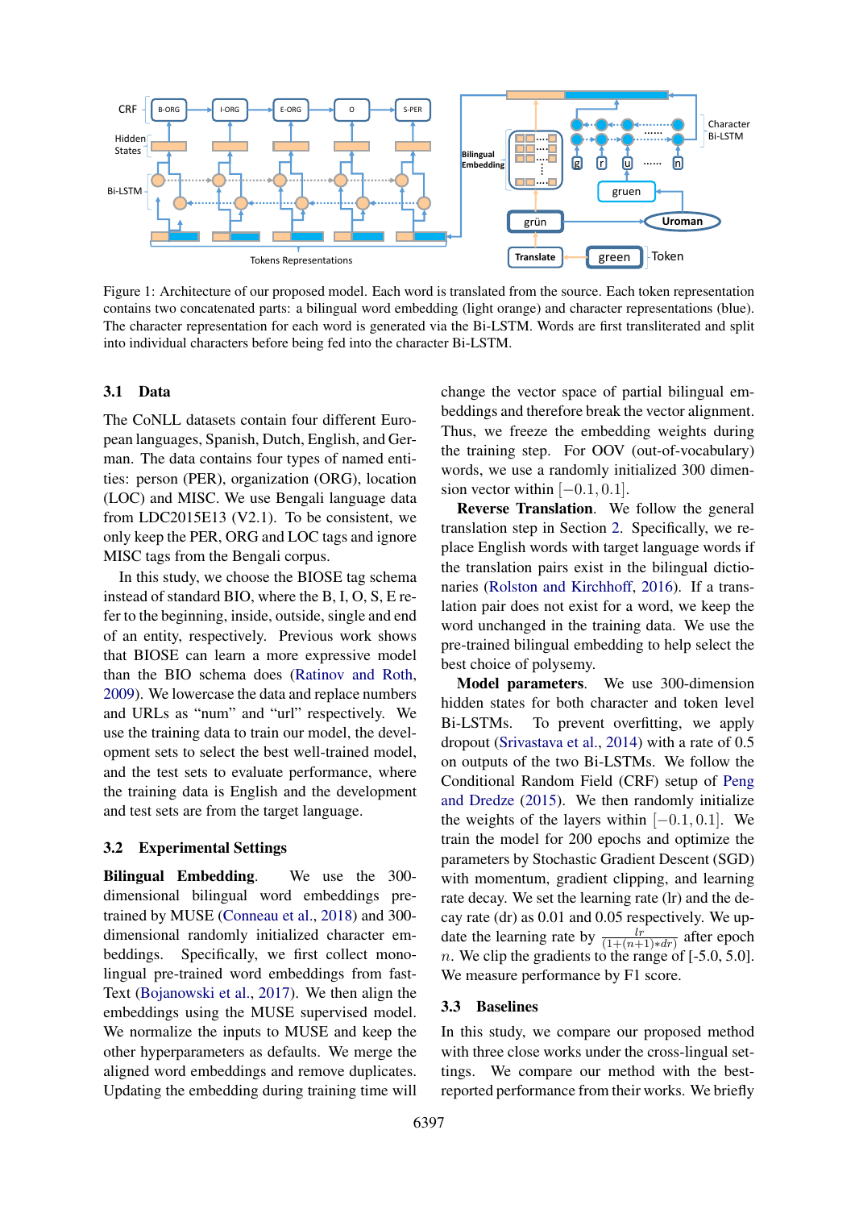Figure 1: Architecture of our proposed model. Each word is translated from the source. Each token representation contains two concatenated parts: a bilingual word embedding (light orange) and character representations (blue). The character representation for each word is generated via the Bi-LSTM. Words are first transliterated and split into individual characters before being fed into the character Bi-LSTM.

### 3.1 Data

The CoNLL datasets contain four different European languages, Spanish, Dutch, English, and German. The data contains four types of named entities: person (PER), organization (ORG), location (LOC) and MISC. We use Bengali language data from LDC2015E13 (V2.1). To be consistent, we only keep the PER, ORG and LOC tags and ignore MISC tags from the Bengali corpus.

In this study, we choose the BIOSE tag schema instead of standard BIO, where the B, I, O, S, E refer to the beginning, inside, outside, single and end of an entity, respectively. Previous work shows that BIOSE can learn a more expressive model than the BIO schema does (Ratinov and Roth, 2009). We lowercase the data and replace numbers and URLs as "num" and "url" respectively. We use the training data to train our model, the development sets to select the best well-trained model, and the test sets to evaluate performance, where the training data is English and the development and test sets are from the target language.

### 3.2 Experimental Settings

**Bilingual Embedding**. We use the 300-dimensional bilingual word embeddings pre-trained by MUSE (Conneau et al., 2018) and 300-dimensional randomly initialized character embeddings. Specifically, we first collect monolingual pre-trained word embeddings from fastText (Bojanowski et al., 2017). We then align the embeddings using the MUSE supervised model. We normalize the inputs to MUSE and keep the other hyperparameters as defaults. We merge the aligned word embeddings and remove duplicates. Updating the embedding during training time will change the vector space of partial bilingual embeddings and therefore break the vector alignment. Thus, we freeze the embedding weights during the training step. For OOV (out-of-vocabulary) words, we use a randomly initialized 300 dimension vector within $[-0.1, 0.1]$.

**Reverse Translation**. We follow the general translation step in Section 2. Specifically, we replace English words with target language words if the translation pairs exist in the bilingual dictionaries (Rolston and Kirchhoff, 2016). If a translation pair does not exist for a word, we keep the word unchanged in the training data. We use the pre-trained bilingual embedding to help select the best choice of polysemy.

**Model parameters**. We use 300-dimension hidden states for both character and token level Bi-LSTMs. To prevent overfitting, we apply dropout (Srivastava et al., 2014) with a rate of 0.5 on outputs of the two Bi-LSTMs. We follow the Conditional Random Field (CRF) setup of Peng and Dredze (2015). We then randomly initialize the weights of the layers within $[-0.1, 0.1]$. We train the model for 200 epochs and optimize the parameters by Stochastic Gradient Descent (SGD) with momentum, gradient clipping, and learning rate decay. We set the learning rate (lr) and the decay rate (dr) as 0.01 and 0.05 respectively. We update the learning rate by $\frac{lr}{(1+(n+1)*dr)}$ after epoch $n$. We clip the gradients to the range of [-5.0, 5.0]. We measure performance by F1 score.

### 3.3 Baselines

In this study, we compare our proposed method with three close works under the cross-lingual settings. We compare our method with the best-reported performance from their works. We briefly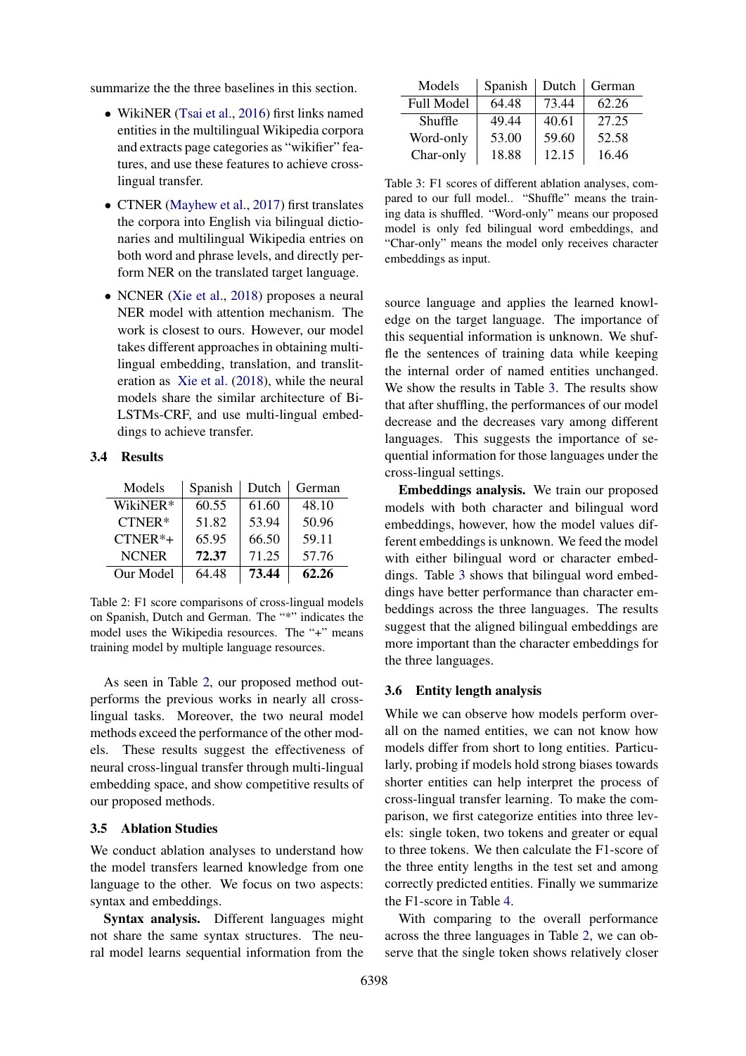summarize the the three baselines in this section.

- WikiNER (Tsai et al., 2016) first links named entities in the multilingual Wikipedia corpora and extracts page categories as "wikifier" features, and use these features to achieve cross-lingual transfer.
- CTNER (Mayhew et al., 2017) first translates the corpora into English via bilingual dictionaries and multilingual Wikipedia entries on both word and phrase levels, and directly perform NER on the translated target language.
- NCNER (Xie et al., 2018) proposes a neural NER model with attention mechanism. The work is closest to ours. However, our model takes different approaches in obtaining multilingual embedding, translation, and transliteration as Xie et al. (2018), while the neural models share the similar architecture of Bi-LSTMs-CRF, and use multi-lingual embeddings to achieve transfer.

### 3.4 Results

| Models | Spanish | Dutch | German |
|---|---|---|---|
| WikiNER* | 60.55 | 61.60 | 48.10 |
| CTNER* | 51.82 | 53.94 | 50.96 |
| CTNER*+ | 65.95 | 66.50 | 59.11 |
| NCNER | **72.37** | 71.25 | 57.76 |
| Our Model | 64.48 | **73.44** | **62.26** |

Table 2: F1 score comparisons of cross-lingual models on Spanish, Dutch and German. The "*" indicates the model uses the Wikipedia resources. The "+" means training model by multiple language resources.

As seen in Table 2, our proposed method outperforms the previous works in nearly all cross-lingual tasks. Moreover, the two neural model methods exceed the performance of the other models. These results suggest the effectiveness of neural cross-lingual transfer through multi-lingual embedding space, and show competitive results of our proposed methods.

### 3.5 Ablation Studies

We conduct ablation analyses to understand how the model transfers learned knowledge from one language to the other. We focus on two aspects: syntax and embeddings.

**Syntax analysis.** Different languages might not share the same syntax structures. The neural model learns sequential information from the source language and applies the learned knowledge on the target language. The importance of this sequential information is unknown. We shuffle the sentences of training data while keeping the internal order of named entities unchanged. We show the results in Table 3. The results show that after shuffling, the performances of our model decrease and the decreases vary among different languages. This suggests the importance of sequential information for those languages under the cross-lingual settings.

| Models | Spanish | Dutch | German |
|---|---|---|---|
| Full Model | 64.48 | 73.44 | 62.26 |
| Shuffle | 49.44 | 40.61 | 27.25 |
| Word-only | 53.00 | 59.60 | 52.58 |
| Char-only | 18.88 | 12.15 | 16.46 |

Table 3: F1 scores of different ablation analyses, compared to our full model.. "Shuffle" means the training data is shuffled. "Word-only" means our proposed model is only fed bilingual word embeddings, and "Char-only" means the model only receives character embeddings as input.

**Embeddings analysis.** We train our proposed models with both character and bilingual word embeddings, however, how the model values different embeddings is unknown. We feed the model with either bilingual word or character embeddings. Table 3 shows that bilingual word embeddings have better performance than character embeddings across the three languages. The results suggest that the aligned bilingual embeddings are more important than the character embeddings for the three languages.

### 3.6 Entity length analysis

While we can observe how models perform overall on the named entities, we can not know how models differ from short to long entities. Particularly, probing if models hold strong biases towards shorter entities can help interpret the process of cross-lingual transfer learning. To make the comparison, we first categorize entities into three levels: single token, two tokens and greater or equal to three tokens. We then calculate the F1-score of the three entity lengths in the test set and among correctly predicted entities. Finally we summarize the F1-score in Table 4.

With comparing to the overall performance across the three languages in Table 2, we can observe that the single token shows relatively closer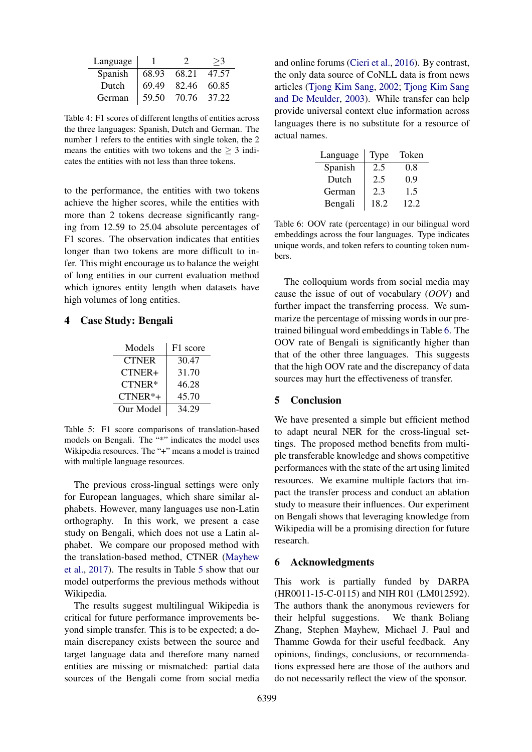| Language | 1 | 2 | $\geq$3 |
|---|---|---|---|
| Spanish | 68.93 | 68.21 | 47.57 |
| Dutch | 69.49 | 82.46 | 60.85 |
| German | 59.50 | 70.76 | 37.22 |

Table 4: F1 scores of different lengths of entities across the three languages: Spanish, Dutch and German. The number 1 refers to the entities with single token, the 2 means the entities with two tokens and the $\geq 3$ indicates the entities with not less than three tokens.

to the performance, the entities with two tokens achieve the higher scores, while the entities with more than 2 tokens decrease significantly ranging from 12.59 to 25.04 absolute percentages of F1 scores. The observation indicates that entities longer than two tokens are more difficult to infer. This might encourage us to balance the weight of long entities in our current evaluation method which ignores entity length when datasets have high volumes of long entities.

## 4 Case Study: Bengali

| Models | F1 score |
|---|---|
| CTNER | 30.47 |
| CTNER+ | 31.70 |
| CTNER* | 46.28 |
| CTNER*+ | 45.70 |
| Our Model | 34.29 |

Table 5: F1 score comparisons of translation-based models on Bengali. The "*" indicates the model uses Wikipedia resources. The "+" means a model is trained with multiple language resources.

The previous cross-lingual settings were only for European languages, which share similar alphabets. However, many languages use non-Latin orthography. In this work, we present a case study on Bengali, which does not use a Latin alphabet. We compare our proposed method with the translation-based method, CTNER (Mayhew et al., 2017). The results in Table 5 show that our model outperforms the previous methods without Wikipedia.

The results suggest multilingual Wikipedia is critical for future performance improvements beyond simple transfer. This is to be expected; a domain discrepancy exists between the source and target language data and therefore many named entities are missing or mismatched: partial data sources of the Bengali come from social media and online forums (Cieri et al., 2016). By contrast, the only data source of CoNLL data is from news articles (Tjong Kim Sang, 2002; Tjong Kim Sang and De Meulder, 2003). While transfer can help provide universal context clue information across languages there is no substitute for a resource of actual names.

| Language | Type | Token |
|---|---|---|
| Spanish | 2.5 | 0.8 |
| Dutch | 2.5 | 0.9 |
| German | 2.3 | 1.5 |
| Bengali | 18.2 | 12.2 |

Table 6: OOV rate (percentage) in our bilingual word embeddings across the four languages. Type indicates unique words, and token refers to counting token numbers.

The colloquium words from social media may cause the issue of out of vocabulary (*OOV*) and further impact the transferring process. We summarize the percentage of missing words in our pretrained bilingual word embeddings in Table 6. The OOV rate of Bengali is significantly higher than that of the other three languages. This suggests that the high OOV rate and the discrepancy of data sources may hurt the effectiveness of transfer.

## 5 Conclusion

We have presented a simple but efficient method to adapt neural NER for the cross-lingual settings. The proposed method benefits from multiple transferable knowledge and shows competitive performances with the state of the art using limited resources. We examine multiple factors that impact the transfer process and conduct an ablation study to measure their influences. Our experiment on Bengali shows that leveraging knowledge from Wikipedia will be a promising direction for future research.

## 6 Acknowledgments

This work is partially funded by DARPA (HR0011-15-C-0115) and NIH R01 (LM012592). The authors thank the anonymous reviewers for their helpful suggestions. We thank Boliang Zhang, Stephen Mayhew, Michael J. Paul and Thamme Gowda for their useful feedback. Any opinions, findings, conclusions, or recommendations expressed here are those of the authors and do not necessarily reflect the view of the sponsor.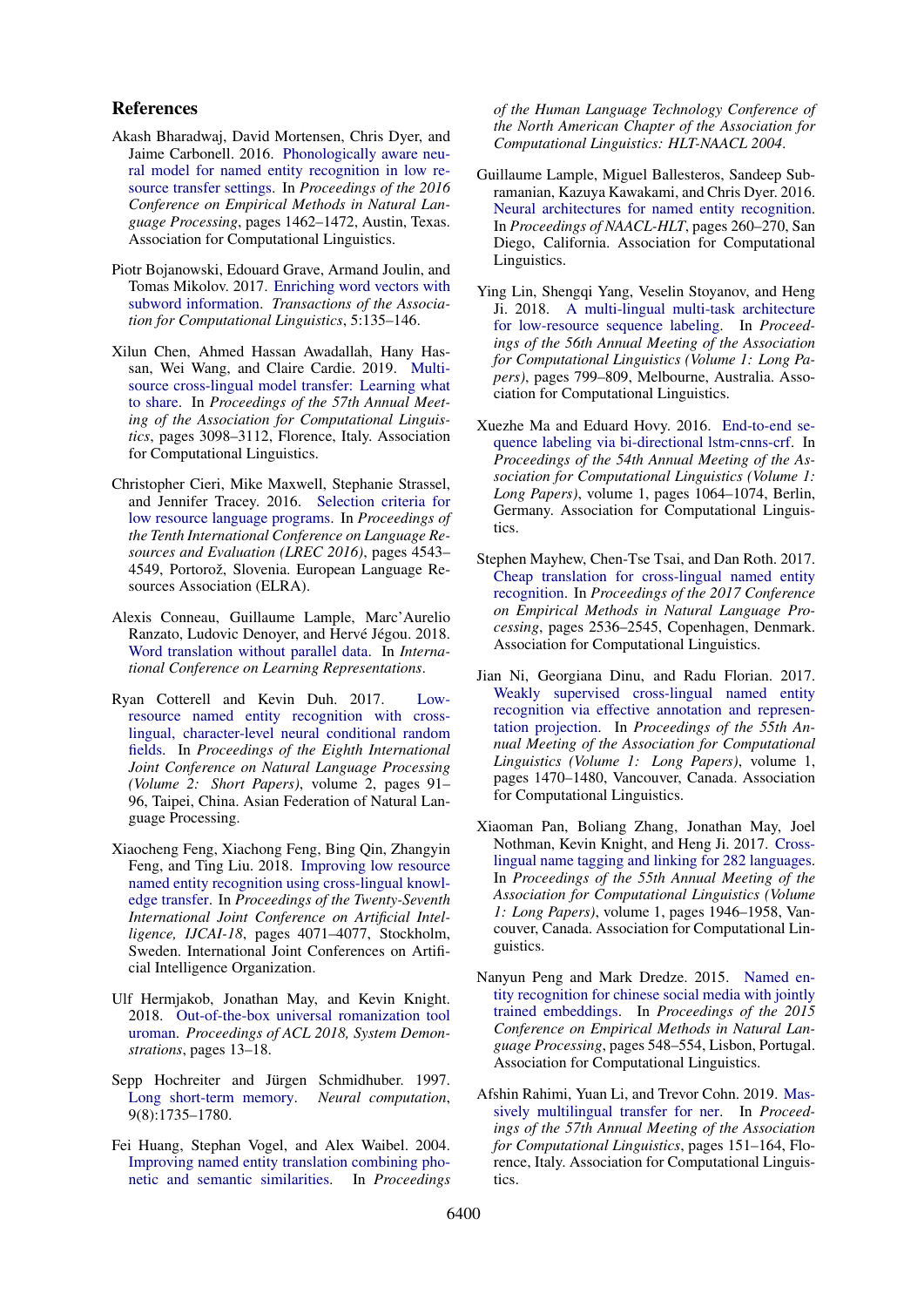## References

Akash Bharadwaj, David Mortensen, Chris Dyer, and Jaime Carbonell. 2016. Phonologically aware neural model for named entity recognition in low resource transfer settings. In *Proceedings of the 2016 Conference on Empirical Methods in Natural Language Processing*, pages 1462–1472, Austin, Texas. Association for Computational Linguistics.

Piotr Bojanowski, Edouard Grave, Armand Joulin, and Tomas Mikolov. 2017. Enriching word vectors with subword information. *Transactions of the Association for Computational Linguistics*, 5:135–146.

Xilun Chen, Ahmed Hassan Awadallah, Hany Hassan, Wei Wang, and Claire Cardie. 2019. Multi-source cross-lingual model transfer: Learning what to share. In *Proceedings of the 57th Annual Meeting of the Association for Computational Linguistics*, pages 3098–3112, Florence, Italy. Association for Computational Linguistics.

Christopher Cieri, Mike Maxwell, Stephanie Strassel, and Jennifer Tracey. 2016. Selection criteria for low resource language programs. In *Proceedings of the Tenth International Conference on Language Resources and Evaluation (LREC 2016)*, pages 4543–4549, Portorož, Slovenia. European Language Resources Association (ELRA).

Alexis Conneau, Guillaume Lample, Marc'Aurelio Ranzato, Ludovic Denoyer, and Hervé Jégou. 2018. Word translation without parallel data. In *International Conference on Learning Representations*.

Ryan Cotterell and Kevin Duh. 2017. Low-resource named entity recognition with cross-lingual, character-level neural conditional random fields. In *Proceedings of the Eighth International Joint Conference on Natural Language Processing (Volume 2: Short Papers)*, volume 2, pages 91–96, Taipei, China. Asian Federation of Natural Language Processing.

Xiaocheng Feng, Xiachong Feng, Bing Qin, Zhangyin Feng, and Ting Liu. 2018. Improving low resource named entity recognition using cross-lingual knowledge transfer. In *Proceedings of the Twenty-Seventh International Joint Conference on Artificial Intelligence, IJCAI-18*, pages 4071–4077, Stockholm, Sweden. International Joint Conferences on Artificial Intelligence Organization.

Ulf Hermjakob, Jonathan May, and Kevin Knight. 2018. Out-of-the-box universal romanization tool uroman. *Proceedings of ACL 2018, System Demonstrations*, pages 13–18.

Sepp Hochreiter and Jürgen Schmidhuber. 1997. Long short-term memory. *Neural computation*, 9(8):1735–1780.

Fei Huang, Stephan Vogel, and Alex Waibel. 2004. Improving named entity translation combining phonetic and semantic similarities. In *Proceedings of the Human Language Technology Conference of the North American Chapter of the Association for Computational Linguistics: HLT-NAACL 2004*.

Guillaume Lample, Miguel Ballesteros, Sandeep Subramanian, Kazuya Kawakami, and Chris Dyer. 2016. Neural architectures for named entity recognition. In *Proceedings of NAACL-HLT*, pages 260–270, San Diego, California. Association for Computational Linguistics.

Ying Lin, Shengqi Yang, Veselin Stoyanov, and Heng Ji. 2018. A multi-lingual multi-task architecture for low-resource sequence labeling. In *Proceedings of the 56th Annual Meeting of the Association for Computational Linguistics (Volume 1: Long Papers)*, pages 799–809, Melbourne, Australia. Association for Computational Linguistics.

Xuezhe Ma and Eduard Hovy. 2016. End-to-end sequence labeling via bi-directional lstm-cnns-crf. In *Proceedings of the 54th Annual Meeting of the Association for Computational Linguistics (Volume 1: Long Papers)*, volume 1, pages 1064–1074, Berlin, Germany. Association for Computational Linguistics.

Stephen Mayhew, Chen-Tse Tsai, and Dan Roth. 2017. Cheap translation for cross-lingual named entity recognition. In *Proceedings of the 2017 Conference on Empirical Methods in Natural Language Processing*, pages 2536–2545, Copenhagen, Denmark. Association for Computational Linguistics.

Jian Ni, Georgiana Dinu, and Radu Florian. 2017. Weakly supervised cross-lingual named entity recognition via effective annotation and representation projection. In *Proceedings of the 55th Annual Meeting of the Association for Computational Linguistics (Volume 1: Long Papers)*, volume 1, pages 1470–1480, Vancouver, Canada. Association for Computational Linguistics.

Xiaoman Pan, Boliang Zhang, Jonathan May, Joel Nothman, Kevin Knight, and Heng Ji. 2017. Cross-lingual name tagging and linking for 282 languages. In *Proceedings of the 55th Annual Meeting of the Association for Computational Linguistics (Volume 1: Long Papers)*, volume 1, pages 1946–1958, Vancouver, Canada. Association for Computational Linguistics.

Nanyun Peng and Mark Dredze. 2015. Named entity recognition for chinese social media with jointly trained embeddings. In *Proceedings of the 2015 Conference on Empirical Methods in Natural Language Processing*, pages 548–554, Lisbon, Portugal. Association for Computational Linguistics.

Afshin Rahimi, Yuan Li, and Trevor Cohn. 2019. Massively multilingual transfer for ner. In *Proceedings of the 57th Annual Meeting of the Association for Computational Linguistics*, pages 151–164, Florence, Italy. Association for Computational Linguistics.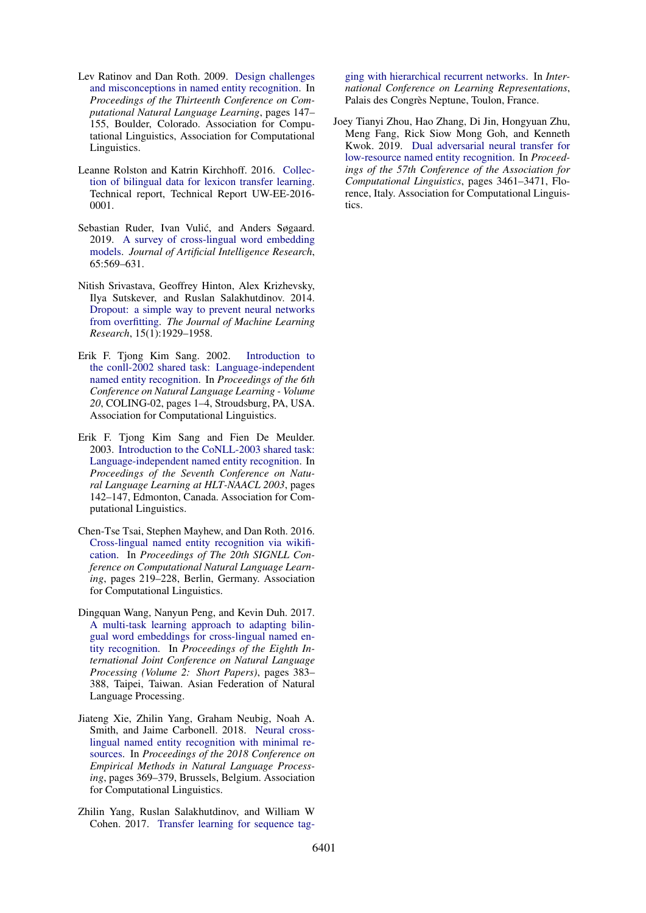Lev Ratinov and Dan Roth. 2009. Design challenges and misconceptions in named entity recognition. In *Proceedings of the Thirteenth Conference on Computational Natural Language Learning*, pages 147–155, Boulder, Colorado. Association for Computational Linguistics, Association for Computational Linguistics.

Leanne Rolston and Katrin Kirchhoff. 2016. Collection of bilingual data for lexicon transfer learning. Technical report, Technical Report UW-EE-2016-0001.

Sebastian Ruder, Ivan Vulić, and Anders Søgaard. 2019. A survey of cross-lingual word embedding models. *Journal of Artificial Intelligence Research*, 65:569–631.

Nitish Srivastava, Geoffrey Hinton, Alex Krizhevsky, Ilya Sutskever, and Ruslan Salakhutdinov. 2014. Dropout: a simple way to prevent neural networks from overfitting. *The Journal of Machine Learning Research*, 15(1):1929–1958.

Erik F. Tjong Kim Sang. 2002. Introduction to the conll-2002 shared task: Language-independent named entity recognition. In *Proceedings of the 6th Conference on Natural Language Learning - Volume 20*, COLING-02, pages 1–4, Stroudsburg, PA, USA. Association for Computational Linguistics.

Erik F. Tjong Kim Sang and Fien De Meulder. 2003. Introduction to the CoNLL-2003 shared task: Language-independent named entity recognition. In *Proceedings of the Seventh Conference on Natural Language Learning at HLT-NAACL 2003*, pages 142–147, Edmonton, Canada. Association for Computational Linguistics.

Chen-Tse Tsai, Stephen Mayhew, and Dan Roth. 2016. Cross-lingual named entity recognition via wikification. In *Proceedings of The 20th SIGNLL Conference on Computational Natural Language Learning*, pages 219–228, Berlin, Germany. Association for Computational Linguistics.

Dingquan Wang, Nanyun Peng, and Kevin Duh. 2017. A multi-task learning approach to adapting bilingual word embeddings for cross-lingual named entity recognition. In *Proceedings of the Eighth International Joint Conference on Natural Language Processing (Volume 2: Short Papers)*, pages 383–388, Taipei, Taiwan. Asian Federation of Natural Language Processing.

Jiateng Xie, Zhilin Yang, Graham Neubig, Noah A. Smith, and Jaime Carbonell. 2018. Neural cross-lingual named entity recognition with minimal resources. In *Proceedings of the 2018 Conference on Empirical Methods in Natural Language Processing*, pages 369–379, Brussels, Belgium. Association for Computational Linguistics.

Zhilin Yang, Ruslan Salakhutdinov, and William W Cohen. 2017. Transfer learning for sequence tagging with hierarchical recurrent networks. In *International Conference on Learning Representations*, Palais des Congrès Neptune, Toulon, France.

Joey Tianyi Zhou, Hao Zhang, Di Jin, Hongyuan Zhu, Meng Fang, Rick Siow Mong Goh, and Kenneth Kwok. 2019. Dual adversarial neural transfer for low-resource named entity recognition. In *Proceedings of the 57th Conference of the Association for Computational Linguistics*, pages 3461–3471, Florence, Italy. Association for Computational Linguistics.